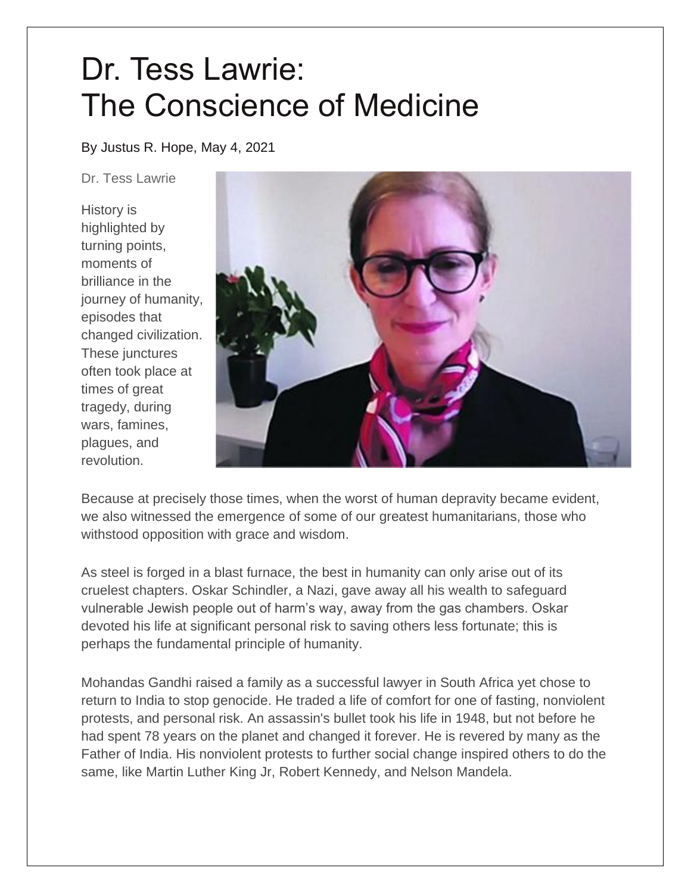# Dr. Tess Lawrie:
# The Conscience of Medicine

By Justus R. Hope, May 4, 2021

Dr. Tess Lawrie

History is highlighted by turning points, moments of brilliance in the journey of humanity, episodes that changed civilization. These junctures often took place at times of great tragedy, during wars, famines, plagues, and revolution.

Because at precisely those times, when the worst of human depravity became evident, we also witnessed the emergence of some of our greatest humanitarians, those who withstood opposition with grace and wisdom.

As steel is forged in a blast furnace, the best in humanity can only arise out of its cruelest chapters. Oskar Schindler, a Nazi, gave away all his wealth to safeguard vulnerable Jewish people out of harm's way, away from the gas chambers. Oskar devoted his life at significant personal risk to saving others less fortunate; this is perhaps the fundamental principle of humanity.

Mohandas Gandhi raised a family as a successful lawyer in South Africa yet chose to return to India to stop genocide. He traded a life of comfort for one of fasting, nonviolent protests, and personal risk. An assassin's bullet took his life in 1948, but not before he had spent 78 years on the planet and changed it forever. He is revered by many as the Father of India. His nonviolent protests to further social change inspired others to do the same, like Martin Luther King Jr, Robert Kennedy, and Nelson Mandela.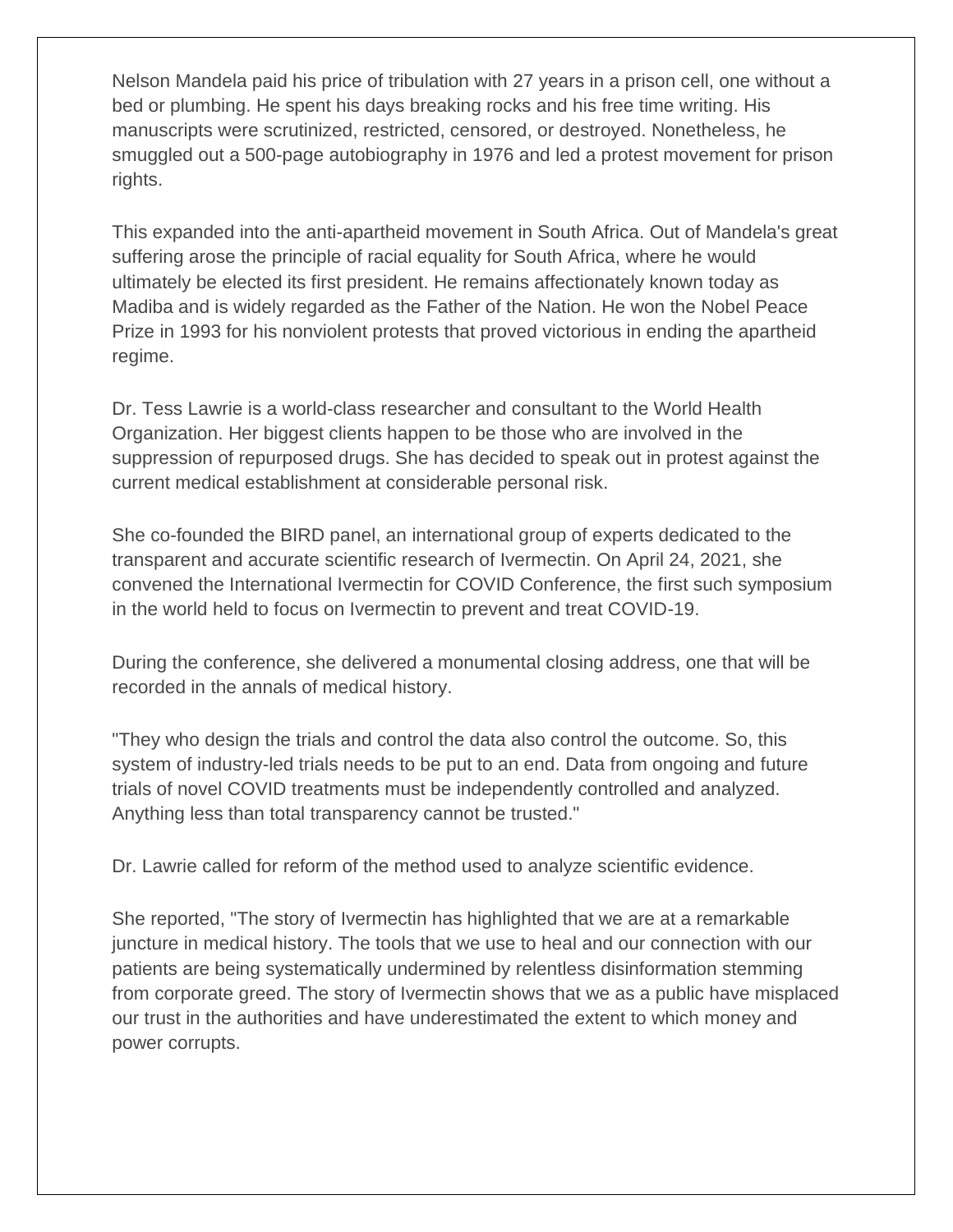Nelson Mandela paid his price of tribulation with 27 years in a prison cell, one without a bed or plumbing. He spent his days breaking rocks and his free time writing. His manuscripts were scrutinized, restricted, censored, or destroyed. Nonetheless, he smuggled out a 500-page autobiography in 1976 and led a protest movement for prison rights.

This expanded into the anti-apartheid movement in South Africa. Out of Mandela's great suffering arose the principle of racial equality for South Africa, where he would ultimately be elected its first president. He remains affectionately known today as Madiba and is widely regarded as the Father of the Nation. He won the Nobel Peace Prize in 1993 for his nonviolent protests that proved victorious in ending the apartheid regime.

Dr. Tess Lawrie is a world-class researcher and consultant to the World Health Organization. Her biggest clients happen to be those who are involved in the suppression of repurposed drugs. She has decided to speak out in protest against the current medical establishment at considerable personal risk.

She co-founded the BIRD panel, an international group of experts dedicated to the transparent and accurate scientific research of Ivermectin. On April 24, 2021, she convened the International Ivermectin for COVID Conference, the first such symposium in the world held to focus on Ivermectin to prevent and treat COVID-19.

During the conference, she delivered a monumental closing address, one that will be recorded in the annals of medical history.

"They who design the trials and control the data also control the outcome. So, this system of industry-led trials needs to be put to an end. Data from ongoing and future trials of novel COVID treatments must be independently controlled and analyzed. Anything less than total transparency cannot be trusted."

Dr. Lawrie called for reform of the method used to analyze scientific evidence.

She reported, "The story of Ivermectin has highlighted that we are at a remarkable juncture in medical history. The tools that we use to heal and our connection with our patients are being systematically undermined by relentless disinformation stemming from corporate greed. The story of Ivermectin shows that we as a public have misplaced our trust in the authorities and have underestimated the extent to which money and power corrupts.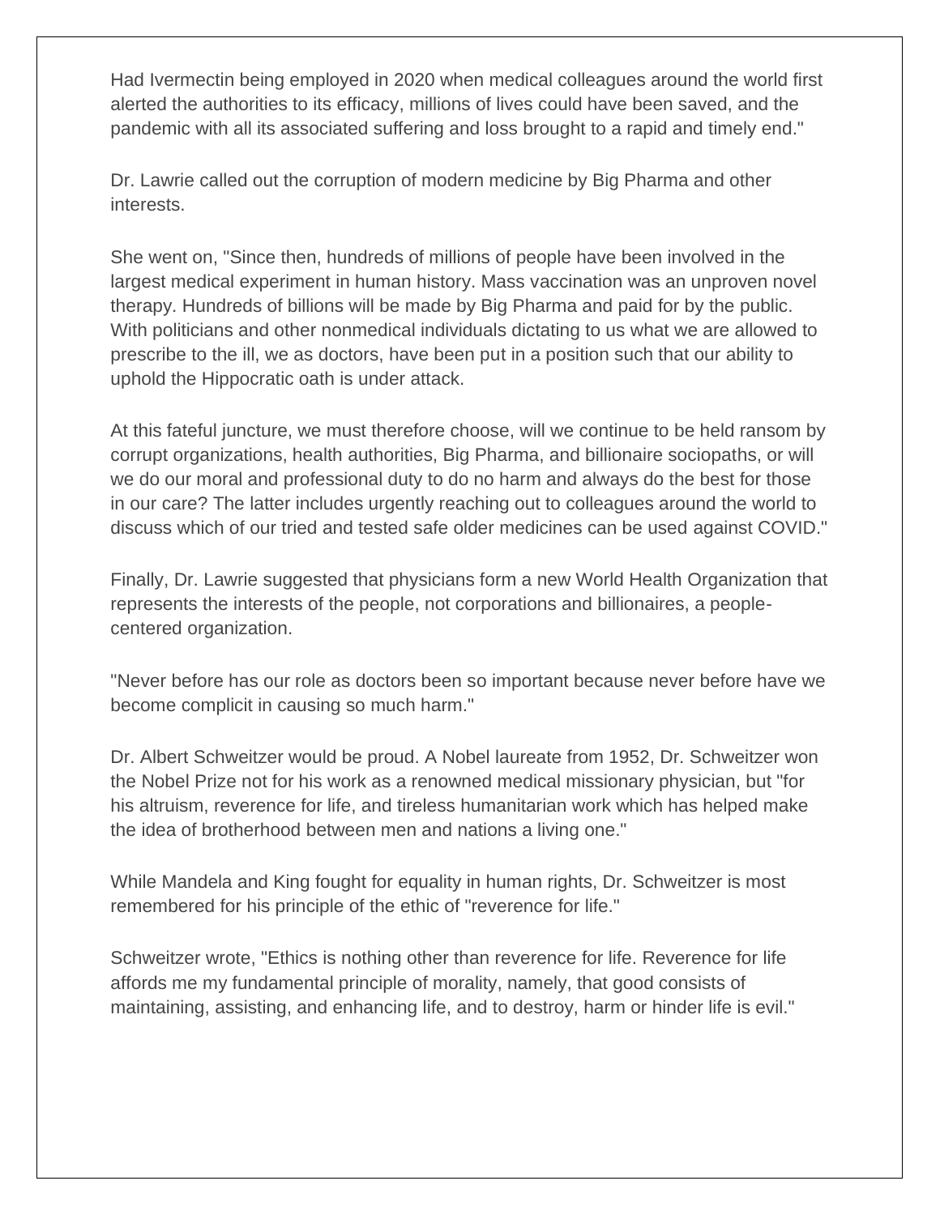Had Ivermectin being employed in 2020 when medical colleagues around the world first alerted the authorities to its efficacy, millions of lives could have been saved, and the pandemic with all its associated suffering and loss brought to a rapid and timely end."

Dr. Lawrie called out the corruption of modern medicine by Big Pharma and other interests.

She went on, "Since then, hundreds of millions of people have been involved in the largest medical experiment in human history. Mass vaccination was an unproven novel therapy. Hundreds of billions will be made by Big Pharma and paid for by the public. With politicians and other nonmedical individuals dictating to us what we are allowed to prescribe to the ill, we as doctors, have been put in a position such that our ability to uphold the Hippocratic oath is under attack.

At this fateful juncture, we must therefore choose, will we continue to be held ransom by corrupt organizations, health authorities, Big Pharma, and billionaire sociopaths, or will we do our moral and professional duty to do no harm and always do the best for those in our care? The latter includes urgently reaching out to colleagues around the world to discuss which of our tried and tested safe older medicines can be used against COVID."

Finally, Dr. Lawrie suggested that physicians form a new World Health Organization that represents the interests of the people, not corporations and billionaires, a people-centered organization.

"Never before has our role as doctors been so important because never before have we become complicit in causing so much harm."

Dr. Albert Schweitzer would be proud. A Nobel laureate from 1952, Dr. Schweitzer won the Nobel Prize not for his work as a renowned medical missionary physician, but "for his altruism, reverence for life, and tireless humanitarian work which has helped make the idea of brotherhood between men and nations a living one."

While Mandela and King fought for equality in human rights, Dr. Schweitzer is most remembered for his principle of the ethic of "reverence for life."

Schweitzer wrote, "Ethics is nothing other than reverence for life. Reverence for life affords me my fundamental principle of morality, namely, that good consists of maintaining, assisting, and enhancing life, and to destroy, harm or hinder life is evil."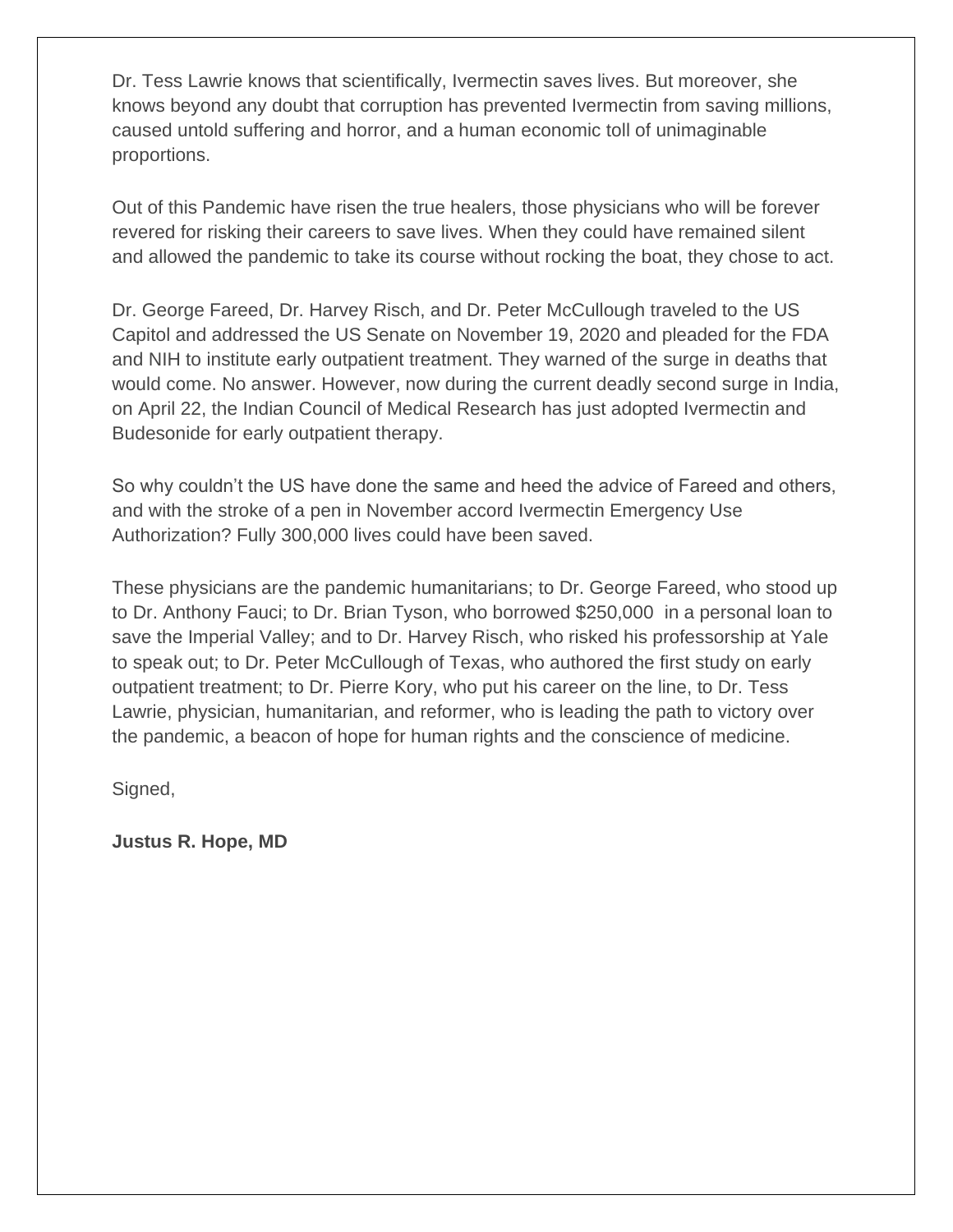Dr. Tess Lawrie knows that scientifically, Ivermectin saves lives. But moreover, she knows beyond any doubt that corruption has prevented Ivermectin from saving millions, caused untold suffering and horror, and a human economic toll of unimaginable proportions.

Out of this Pandemic have risen the true healers, those physicians who will be forever revered for risking their careers to save lives. When they could have remained silent and allowed the pandemic to take its course without rocking the boat, they chose to act.

Dr. George Fareed, Dr. Harvey Risch, and Dr. Peter McCullough traveled to the US Capitol and addressed the US Senate on November 19, 2020 and pleaded for the FDA and NIH to institute early outpatient treatment. They warned of the surge in deaths that would come. No answer. However, now during the current deadly second surge in India, on April 22, the Indian Council of Medical Research has just adopted Ivermectin and Budesonide for early outpatient therapy.

So why couldn't the US have done the same and heed the advice of Fareed and others, and with the stroke of a pen in November accord Ivermectin Emergency Use Authorization? Fully 300,000 lives could have been saved.

These physicians are the pandemic humanitarians; to Dr. George Fareed, who stood up to Dr. Anthony Fauci; to Dr. Brian Tyson, who borrowed $250,000 in a personal loan to save the Imperial Valley; and to Dr. Harvey Risch, who risked his professorship at Yale to speak out; to Dr. Peter McCullough of Texas, who authored the first study on early outpatient treatment; to Dr. Pierre Kory, who put his career on the line, to Dr. Tess Lawrie, physician, humanitarian, and reformer, who is leading the path to victory over the pandemic, a beacon of hope for human rights and the conscience of medicine.

Signed,

**Justus R. Hope, MD**